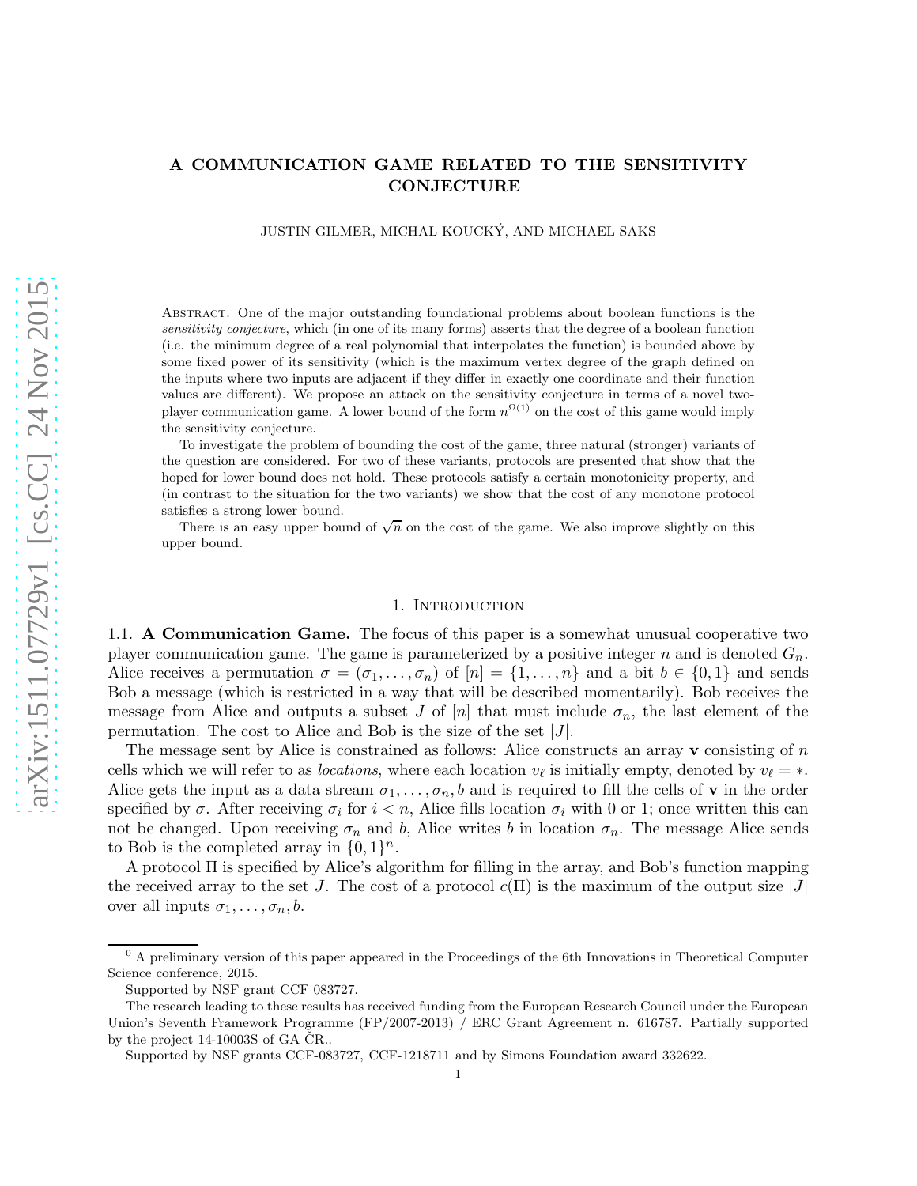# A COMMUNICATION GAME RELATED TO THE SENSITIVITY CONJECTURE

JUSTIN GILMER, MICHAL KOUCKÝ, AND MICHAEL SAKS

Abstract. One of the major outstanding foundational problems about boolean functions is the *sensitivity conjecture*, which (in one of its many forms) asserts that the degree of a boolean function (i.e. the minimum degree of a real polynomial that interpolates the function) is bounded above by some fixed power of its sensitivity (which is the maximum vertex degree of the graph defined on the inputs where two inputs are adjacent if they differ in exactly one coordinate and their function values are different). We propose an attack on the sensitivity conjecture in terms of a novel two-player communication game. A lower bound of the form $n^{\Omega(1)}$ on the cost of this game would imply the sensitivity conjecture.

To investigate the problem of bounding the cost of the game, three natural (stronger) variants of the question are considered. For two of these variants, protocols are presented that show that the hoped for lower bound does not hold. These protocols satisfy a certain monotonicity property, and (in contrast to the situation for the two variants) we show that the cost of any monotone protocol satisfies a strong lower bound.

There is an easy upper bound of $\sqrt{n}$ on the cost of the game. We also improve slightly on this upper bound.

## 1. Introduction

**1.1. A Communication Game.** The focus of this paper is a somewhat unusual cooperative two player communication game. The game is parameterized by a positive integer $n$ and is denoted $G_n$. Alice receives a permutation $\sigma = (\sigma_1, \ldots, \sigma_n)$ of $[n] = \{1, \ldots, n\}$ and a bit $b \in \{0, 1\}$ and sends Bob a message (which is restricted in a way that will be described momentarily). Bob receives the message from Alice and outputs a subset $J$ of $[n]$ that must include $\sigma_n$, the last element of the permutation. The cost to Alice and Bob is the size of the set $|J|$.

The message sent by Alice is constrained as follows: Alice constructs an array $\mathbf{v}$ consisting of $n$ cells which we will refer to as *locations*, where each location $v_\ell$ is initially empty, denoted by $v_\ell = *$. Alice gets the input as a data stream $\sigma_1, \ldots, \sigma_n, b$ and is required to fill the cells of $\mathbf{v}$ in the order specified by $\sigma$. After receiving $\sigma_i$ for $i < n$, Alice fills location $\sigma_i$ with 0 or 1; once written this can not be changed. Upon receiving $\sigma_n$ and $b$, Alice writes $b$ in location $\sigma_n$. The message Alice sends to Bob is the completed array in $\{0, 1\}^n$.

A protocol $\Pi$ is specified by Alice's algorithm for filling in the array, and Bob's function mapping the received array to the set $J$. The cost of a protocol $c(\Pi)$ is the maximum of the output size $|J|$ over all inputs $\sigma_1, \ldots, \sigma_n, b$.

---

[0] A preliminary version of this paper appeared in the Proceedings of the 6th Innovations in Theoretical Computer Science conference, 2015.

Supported by NSF grant CCF 083727.

The research leading to these results has received funding from the European Research Council under the European Union's Seventh Framework Programme (FP/2007-2013) / ERC Grant Agreement n. 616787. Partially supported by the project 14-10003S of GA ČR..

Supported by NSF grants CCF-083727, CCF-1218711 and by Simons Foundation award 332622.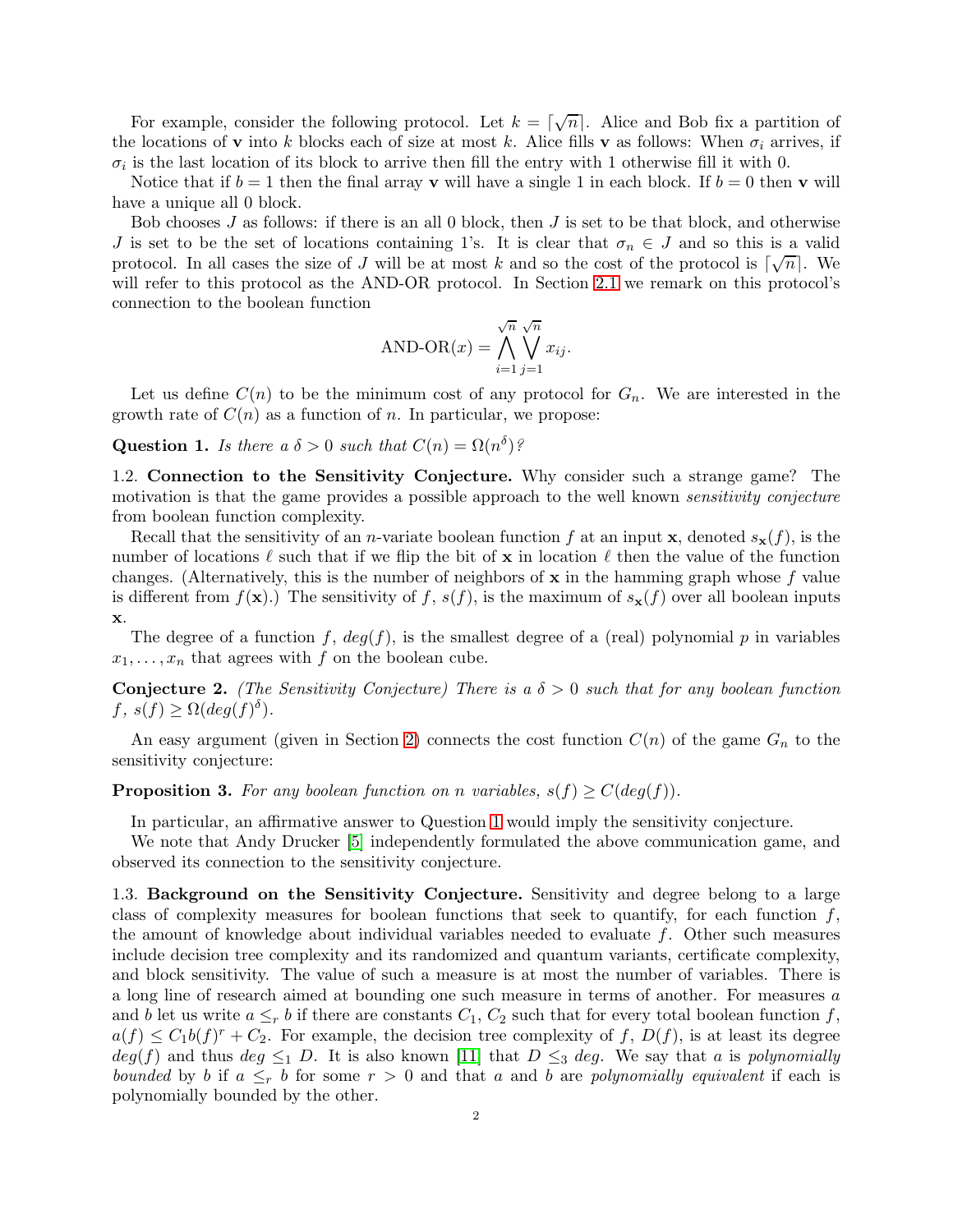For example, consider the following protocol. Let $k = \lceil \sqrt{n} \rceil$. Alice and Bob fix a partition of the locations of $\mathbf{v}$ into $k$ blocks each of size at most $k$. Alice fills $\mathbf{v}$ as follows: When $\sigma_i$ arrives, if $\sigma_i$ is the last location of its block to arrive then fill the entry with 1 otherwise fill it with 0.

Notice that if $b = 1$ then the final array $\mathbf{v}$ will have a single 1 in each block. If $b = 0$ then $\mathbf{v}$ will have a unique all 0 block.

Bob chooses $J$ as follows: if there is an all 0 block, then $J$ is set to be that block, and otherwise $J$ is set to be the set of locations containing 1's. It is clear that $\sigma_n \in J$ and so this is a valid protocol. In all cases the size of $J$ will be at most $k$ and so the cost of the protocol is $\lceil \sqrt{n} \rceil$. We will refer to this protocol as the AND-OR protocol. In Section 2.1 we remark on this protocol's connection to the boolean function

$$\text{AND-OR}(x) = \bigwedge_{i=1}^{\sqrt{n}} \bigvee_{j=1}^{\sqrt{n}} x_{ij}.$$

Let us define $C(n)$ to be the minimum cost of any protocol for $G_n$. We are interested in the growth rate of $C(n)$ as a function of $n$. In particular, we propose:

**Question 1.** *Is there a $\delta > 0$ such that $C(n) = \Omega(n^\delta)$?*

1.2. **Connection to the Sensitivity Conjecture.** Why consider such a strange game? The motivation is that the game provides a possible approach to the well known *sensitivity conjecture* from boolean function complexity.

Recall that the sensitivity of an $n$-variate boolean function $f$ at an input $\mathbf{x}$, denoted $s_{\mathbf{x}}(f)$, is the number of locations $\ell$ such that if we flip the bit of $\mathbf{x}$ in location $\ell$ then the value of the function changes. (Alternatively, this is the number of neighbors of $\mathbf{x}$ in the hamming graph whose $f$ value is different from $f(\mathbf{x})$.) The sensitivity of $f$, $s(f)$, is the maximum of $s_{\mathbf{x}}(f)$ over all boolean inputs $\mathbf{x}$.

The degree of a function $f$, $deg(f)$, is the smallest degree of a (real) polynomial $p$ in variables $x_1, \ldots, x_n$ that agrees with $f$ on the boolean cube.

**Conjecture 2.** *(The Sensitivity Conjecture) There is a $\delta > 0$ such that for any boolean function $f$, $s(f) \geq \Omega(deg(f)^\delta)$.*

An easy argument (given in Section 2) connects the cost function $C(n)$ of the game $G_n$ to the sensitivity conjecture:

**Proposition 3.** *For any boolean function on $n$ variables, $s(f) \geq C(deg(f))$.*

In particular, an affirmative answer to Question 1 would imply the sensitivity conjecture.

We note that Andy Drucker [5] independently formulated the above communication game, and observed its connection to the sensitivity conjecture.

1.3. **Background on the Sensitivity Conjecture.** Sensitivity and degree belong to a large class of complexity measures for boolean functions that seek to quantify, for each function $f$, the amount of knowledge about individual variables needed to evaluate $f$. Other such measures include decision tree complexity and its randomized and quantum variants, certificate complexity, and block sensitivity. The value of such a measure is at most the number of variables. There is a long line of research aimed at bounding one such measure in terms of another. For measures $a$ and $b$ let us write $a \leq_r b$ if there are constants $C_1, C_2$ such that for every total boolean function $f$, $a(f) \leq C_1 b(f)^r + C_2$. For example, the decision tree complexity of $f$, $D(f)$, is at least its degree $deg(f)$ and thus $deg \leq_1 D$. It is also known [11] that $D \leq_3 deg$. We say that $a$ is *polynomially bounded* by $b$ if $a \leq_r b$ for some $r > 0$ and that $a$ and $b$ are *polynomially equivalent* if each is polynomially bounded by the other.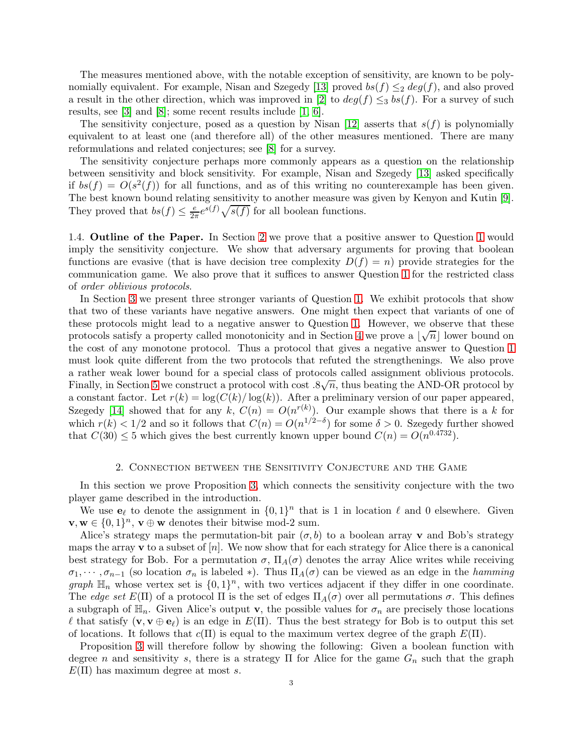The measures mentioned above, with the notable exception of sensitivity, are known to be polynomially equivalent. For example, Nisan and Szegedy [13] proved $bs(f) \leq_2 deg(f)$, and also proved a result in the other direction, which was improved in [2] to $deg(f) \leq_3 bs(f)$. For a survey of such results, see [3] and [8]; some recent results include [1, 6].

The sensitivity conjecture, posed as a question by Nisan [12] asserts that $s(f)$ is polynomially equivalent to at least one (and therefore all) of the other measures mentioned. There are many reformulations and related conjectures; see [8] for a survey.

The sensitivity conjecture perhaps more commonly appears as a question on the relationship between sensitivity and block sensitivity. For example, Nisan and Szegedy [13] asked specifically if $bs(f) = O(s^2(f))$ for all functions, and as of this writing no counterexample has been given. The best known bound relating sensitivity to another measure was given by Kenyon and Kutin [9]. They proved that $bs(f) \leq \frac{e}{2\pi} e^{s(f)} \sqrt{s(f)}$ for all boolean functions.

1.4. **Outline of the Paper.** In Section 2 we prove that a positive answer to Question 1 would imply the sensitivity conjecture. We show that adversary arguments for proving that boolean functions are evasive (that is have decision tree complexity $D(f) = n$) provide strategies for the communication game. We also prove that it suffices to answer Question 1 for the restricted class of *order oblivious protocols*.

In Section 3 we present three stronger variants of Question 1. We exhibit protocols that show that two of these variants have negative answers. One might then expect that variants of one of these protocols might lead to a negative answer to Question 1. However, we observe that these protocols satisfy a property called monotonicity and in Section 4 we prove a $\lfloor \sqrt{n} \rfloor$ lower bound on the cost of any monotone protocol. Thus a protocol that gives a negative answer to Question 1 must look quite different from the two protocols that refuted the strengthenings. We also prove a rather weak lower bound for a special class of protocols called assignment oblivious protocols. Finally, in Section 5 we construct a protocol with cost $.8\sqrt{n}$, thus beating the AND-OR protocol by a constant factor. Let $r(k) = \log(C(k)/\log(k))$. After a preliminary version of our paper appeared, Szegedy [14] showed that for any $k$, $C(n) = O(n^{r(k)})$. Our example shows that there is a $k$ for which $r(k) < 1/2$ and so it follows that $C(n) = O(n^{1/2-\delta})$ for some $\delta > 0$. Szegedy further showed that $C(30) \leq 5$ which gives the best currently known upper bound $C(n) = O(n^{0.4732})$.

## 2. Connection between the Sensitivity Conjecture and the Game

In this section we prove Proposition 3, which connects the sensitivity conjecture with the two player game described in the introduction.

We use $\mathbf{e}_\ell$ to denote the assignment in $\{0,1\}^n$ that is 1 in location $\ell$ and 0 elsewhere. Given $\mathbf{v}, \mathbf{w} \in \{0,1\}^n$, $\mathbf{v} \oplus \mathbf{w}$ denotes their bitwise mod-2 sum.

Alice's strategy maps the permutation-bit pair $(\sigma, b)$ to a boolean array $\mathbf{v}$ and Bob's strategy maps the array $\mathbf{v}$ to a subset of $[n]$. We now show that for each strategy for Alice there is a canonical best strategy for Bob. For a permutation $\sigma$, $\Pi_A(\sigma)$ denotes the array Alice writes while receiving $\sigma_1, \cdots, \sigma_{n-1}$ (so location $\sigma_n$ is labeled $*$). Thus $\Pi_A(\sigma)$ can be viewed as an edge in the *hamming graph* $\mathbb{H}_n$ whose vertex set is $\{0,1\}^n$, with two vertices adjacent if they differ in one coordinate. The *edge set* $E(\Pi)$ of a protocol $\Pi$ is the set of edges $\Pi_A(\sigma)$ over all permutations $\sigma$. This defines a subgraph of $\mathbb{H}_n$. Given Alice's output $\mathbf{v}$, the possible values for $\sigma_n$ are precisely those locations $\ell$ that satisfy $(\mathbf{v}, \mathbf{v} \oplus \mathbf{e}_\ell)$ is an edge in $E(\Pi)$. Thus the best strategy for Bob is to output this set of locations. It follows that $c(\Pi)$ is equal to the maximum vertex degree of the graph $E(\Pi)$.

Proposition 3 will therefore follow by showing the following: Given a boolean function with degree $n$ and sensitivity $s$, there is a strategy $\Pi$ for Alice for the game $G_n$ such that the graph $E(\Pi)$ has maximum degree at most $s$.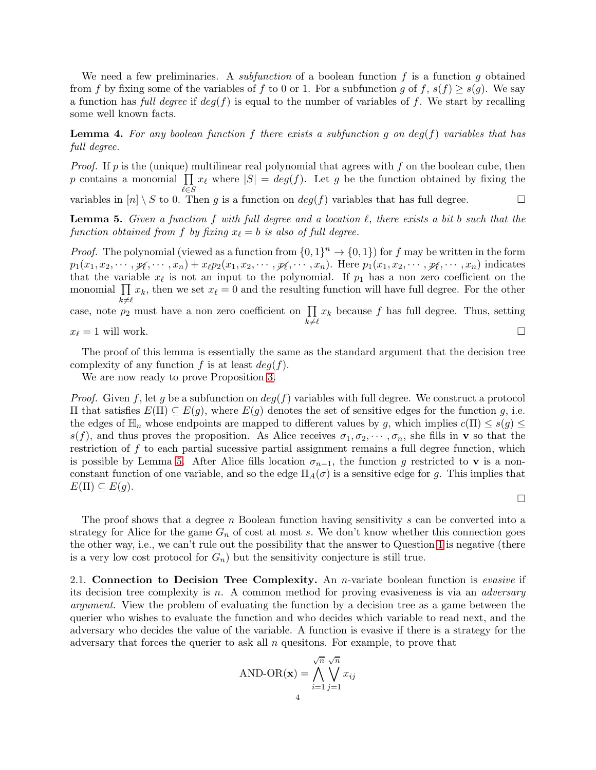We need a few preliminaries. A *subfunction* of a boolean function $f$ is a function $g$ obtained from $f$ by fixing some of the variables of $f$ to 0 or 1. For a subfunction $g$ of $f$, $s(f) \geq s(g)$. We say a function has *full degree* if $deg(f)$ is equal to the number of variables of $f$. We start by recalling some well known facts.

**Lemma 4.** *For any boolean function $f$ there exists a subfunction $g$ on $deg(f)$ variables that has full degree.*

*Proof.* If $p$ is the (unique) multilinear real polynomial that agrees with $f$ on the boolean cube, then $p$ contains a monomial $\prod_{\ell \in S} x_\ell$ where $|S| = deg(f)$. Let $g$ be the function obtained by fixing the variables in $[n] \setminus S$ to 0. Then $g$ is a function on $deg(f)$ variables that has full degree. ☐

**Lemma 5.** *Given a function $f$ with full degree and a location $\ell$, there exists a bit $b$ such that the function obtained from $f$ by fixing $x_\ell = b$ is also of full degree.*

*Proof.* The polynomial (viewed as a function from $\{0,1\}^n \to \{0,1\}$) for $f$ may be written in the form $p_1(x_1, x_2, \cdots, \not{x_\ell}, \cdots, x_n) + x_\ell p_2(x_1, x_2, \cdots, \not{x_\ell}, \cdots, x_n)$. Here $p_1(x_1, x_2, \cdots, \not{x_\ell}, \cdots, x_n)$ indicates that the variable $x_\ell$ is not an input to the polynomial. If $p_1$ has a non zero coefficient on the monomial $\prod_{k \neq \ell} x_k$, then we set $x_\ell = 0$ and the resulting function will have full degree. For the other case, note $p_2$ must have a non zero coefficient on $\prod_{k \neq \ell} x_k$ because $f$ has full degree. Thus, setting $x_\ell = 1$ will work. ☐

The proof of this lemma is essentially the same as the standard argument that the decision tree complexity of any function $f$ is at least $deg(f)$.

We are now ready to prove Proposition 3.

*Proof.* Given $f$, let $g$ be a subfunction on $deg(f)$ variables with full degree. We construct a protocol $\Pi$ that satisfies $E(\Pi) \subseteq E(g)$, where $E(g)$ denotes the set of sensitive edges for the function $g$, i.e. the edges of $\mathbb{H}_n$ whose endpoints are mapped to different values by $g$, which implies $c(\Pi) \leq s(g) \leq s(f)$, and thus proves the proposition. As Alice receives $\sigma_1, \sigma_2, \cdots, \sigma_n$, she fills in $\mathbf{v}$ so that the restriction of $f$ to each partial sucessive partial assignment remains a full degree function, which is possible by Lemma 5. After Alice fills location $\sigma_{n-1}$, the function $g$ restricted to $\mathbf{v}$ is a non-constant function of one variable, and so the edge $\Pi_A(\sigma)$ is a sensitive edge for $g$. This implies that $E(\Pi) \subseteq E(g)$.

☐

The proof shows that a degree $n$ Boolean function having sensitivity $s$ can be converted into a strategy for Alice for the game $G_n$ of cost at most $s$. We don't know whether this connection goes the other way, i.e., we can't rule out the possibility that the answer to Question 1 is negative (there is a very low cost protocol for $G_n$) but the sensitivity conjecture is still true.

2.1. **Connection to Decision Tree Complexity.** An $n$-variate boolean function is *evasive* if its decision tree complexity is $n$. A common method for proving evasiveness is via an *adversary argument*. View the problem of evaluating the function by a decision tree as a game between the querier who wishes to evaluate the function and who decides which variable to read next, and the adversary who decides the value of the variable. A function is evasive if there is a strategy for the adversary that forces the querier to ask all $n$ quesitons. For example, to prove that

$$\text{AND-OR}(\mathbf{x}) = \bigwedge_{i=1}^{\sqrt{n}} \bigvee_{j=1}^{\sqrt{n}} x_{ij}$$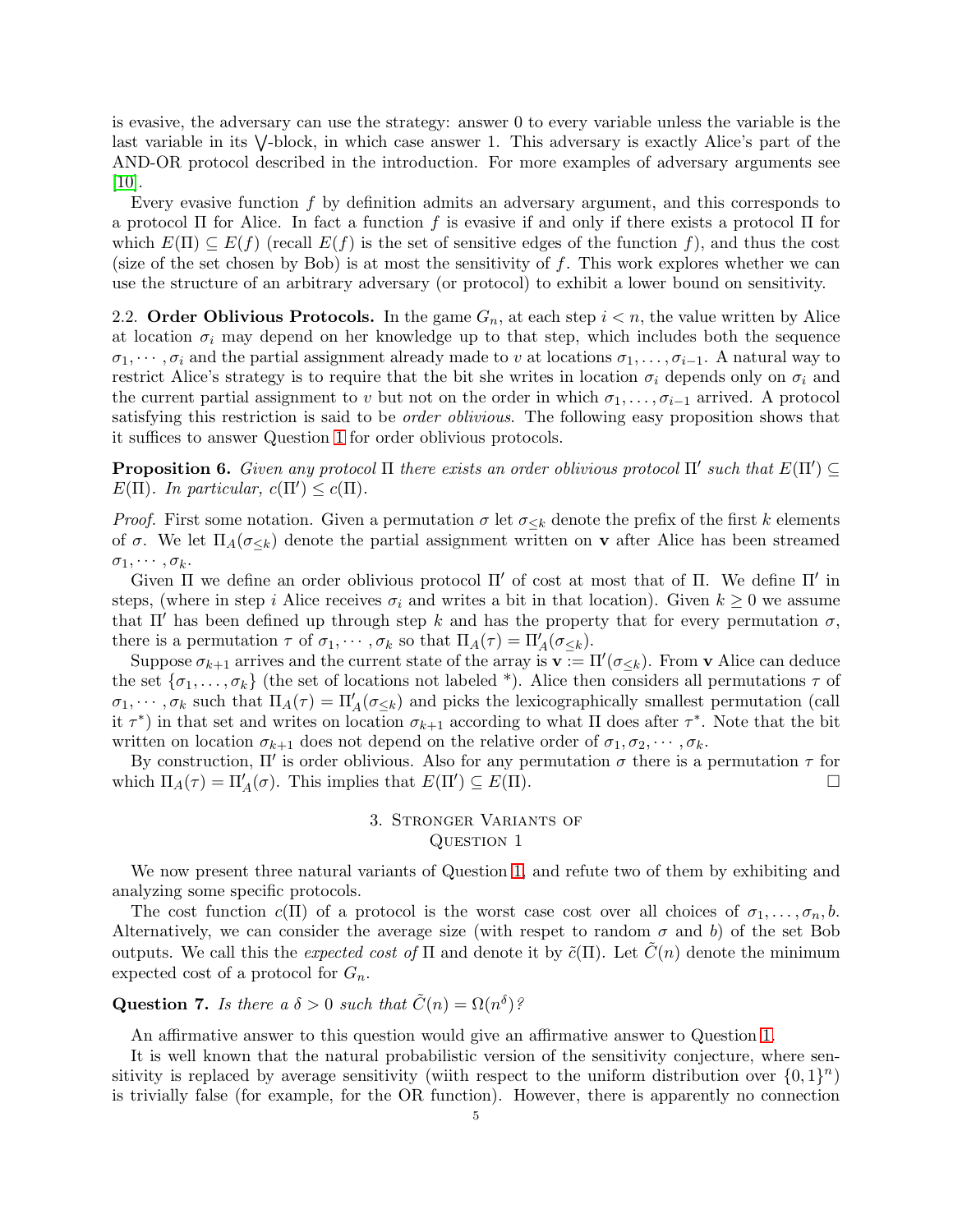is evasive, the adversary can use the strategy: answer 0 to every variable unless the variable is the last variable in its $\bigvee$-block, in which case answer 1. This adversary is exactly Alice's part of the AND-OR protocol described in the introduction. For more examples of adversary arguments see [10].

Every evasive function $f$ by definition admits an adversary argument, and this corresponds to a protocol $\Pi$ for Alice. In fact a function $f$ is evasive if and only if there exists a protocol $\Pi$ for which $E(\Pi) \subseteq E(f)$ (recall $E(f)$ is the set of sensitive edges of the function $f$), and thus the cost (size of the set chosen by Bob) is at most the sensitivity of $f$. This work explores whether we can use the structure of an arbitrary adversary (or protocol) to exhibit a lower bound on sensitivity.

2.2. **Order Oblivious Protocols.** In the game $G_n$, at each step $i < n$, the value written by Alice at location $\sigma_i$ may depend on her knowledge up to that step, which includes both the sequence $\sigma_1, \cdots, \sigma_i$ and the partial assignment already made to $v$ at locations $\sigma_1, \dots, \sigma_{i-1}$. A natural way to restrict Alice's strategy is to require that the bit she writes in location $\sigma_i$ depends only on $\sigma_i$ and the current partial assignment to $v$ but not on the order in which $\sigma_1, \dots, \sigma_{i-1}$ arrived. A protocol satisfying this restriction is said to be *order oblivious*. The following easy proposition shows that it suffices to answer Question 1 for order oblivious protocols.

**Proposition 6.** *Given any protocol $\Pi$ there exists an order oblivious protocol $\Pi'$ such that $E(\Pi') \subseteq E(\Pi)$. In particular, $c(\Pi') \leq c(\Pi)$.*

*Proof.* First some notation. Given a permutation $\sigma$ let $\sigma_{\leq k}$ denote the prefix of the first $k$ elements of $\sigma$. We let $\Pi_A(\sigma_{\leq k})$ denote the partial assignment written on $\mathbf{v}$ after Alice has been streamed $\sigma_1, \cdots, \sigma_k$.

Given $\Pi$ we define an order oblivious protocol $\Pi'$ of cost at most that of $\Pi$. We define $\Pi'$ in steps, (where in step $i$ Alice receives $\sigma_i$ and writes a bit in that location). Given $k \geq 0$ we assume that $\Pi'$ has been defined up through step $k$ and has the property that for every permutation $\sigma$, there is a permutation $\tau$ of $\sigma_1, \cdots, \sigma_k$ so that $\Pi_A(\tau) = \Pi'_A(\sigma_{\leq k})$.

Suppose $\sigma_{k+1}$ arrives and the current state of the array is $\mathbf{v} := \Pi'(\sigma_{\leq k})$. From $\mathbf{v}$ Alice can deduce the set $\{\sigma_1, \dots, \sigma_k\}$ (the set of locations not labeled *). Alice then considers all permutations $\tau$ of $\sigma_1, \cdots, \sigma_k$ such that $\Pi_A(\tau) = \Pi'_A(\sigma_{\leq k})$ and picks the lexicographically smallest permutation (call it $\tau^*$) in that set and writes on location $\sigma_{k+1}$ according to what $\Pi$ does after $\tau^*$. Note that the bit written on location $\sigma_{k+1}$ does not depend on the relative order of $\sigma_1, \sigma_2, \cdots, \sigma_k$.

By construction, $\Pi'$ is order oblivious. Also for any permutation $\sigma$ there is a permutation $\tau$ for which $\Pi_A(\tau) = \Pi'_A(\sigma)$. This implies that $E(\Pi') \subseteq E(\Pi)$. $\square$

## 3. Stronger Variants of Question 1

We now present three natural variants of Question 1, and refute two of them by exhibiting and analyzing some specific protocols.

The cost function $c(\Pi)$ of a protocol is the worst case cost over all choices of $\sigma_1, \dots, \sigma_n, b$. Alternatively, we can consider the average size (with respet to random $\sigma$ and $b$) of the set Bob outputs. We call this the *expected cost of* $\Pi$ and denote it by $\tilde{c}(\Pi)$. Let $\tilde{C}(n)$ denote the minimum expected cost of a protocol for $G_n$.

**Question 7.** *Is there a $\delta > 0$ such that $\tilde{C}(n) = \Omega(n^\delta)$?*

An affirmative answer to this question would give an affirmative answer to Question 1.

It is well known that the natural probabilistic version of the sensitivity conjecture, where sensitivity is replaced by average sensitivity (wiith respect to the uniform distribution over $\{0, 1\}^n$) is trivially false (for example, for the OR function). However, there is apparently no connection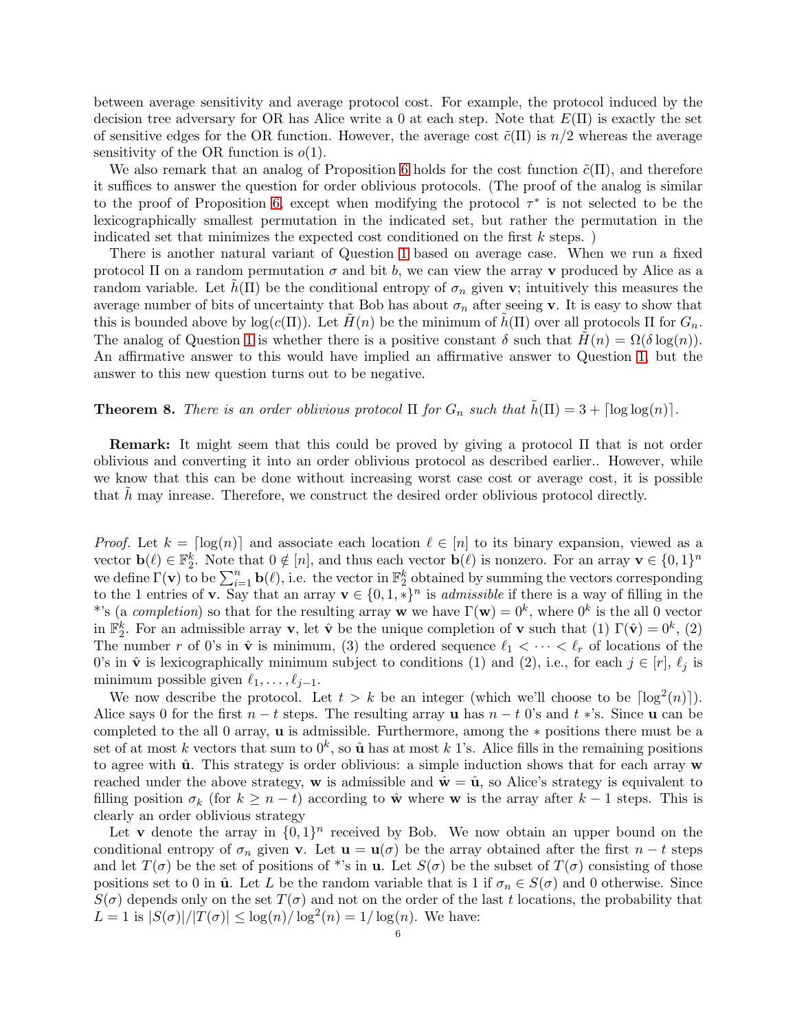between average sensitivity and average protocol cost. For example, the protocol induced by the decision tree adversary for OR has Alice write a 0 at each step. Note that $E(\Pi)$ is exactly the set of sensitive edges for the OR function. However, the average cost $\tilde{c}(\Pi)$ is $n/2$ whereas the average sensitivity of the OR function is $o(1)$.

We also remark that an analog of Proposition 6 holds for the cost function $\tilde{c}(\Pi)$, and therefore it suffices to answer the question for order oblivious protocols. (The proof of the analog is similar to the proof of Proposition 6, except when modifying the protocol $\tau^*$ is not selected to be the lexicographically smallest permutation in the indicated set, but rather the permutation in the indicated set that minimizes the expected cost conditioned on the first $k$ steps. )

There is another natural variant of Question 1 based on average case. When we run a fixed protocol $\Pi$ on a random permutation $\sigma$ and bit $b$, we can view the array $\mathbf{v}$ produced by Alice as a random variable. Let $\tilde{h}(\Pi)$ be the conditional entropy of $\sigma_n$ given $\mathbf{v}$; intuitively this measures the average number of bits of uncertainty that Bob has about $\sigma_n$ after seeing $\mathbf{v}$. It is easy to show that this is bounded above by $\log(c(\Pi))$. Let $\tilde{H}(n)$ be the minimum of $\tilde{h}(\Pi)$ over all protocols $\Pi$ for $G_n$. The analog of Question 1 is whether there is a positive constant $\delta$ such that $\tilde{H}(n) = \Omega(\delta \log(n))$. An affirmative answer to this would have implied an affirmative answer to Question 1, but the answer to this new question turns out to be negative.

**Theorem 8.** *There is an order oblivious protocol $\Pi$ for $G_n$ such that $\tilde{h}(\Pi) = 3 + \lceil \log\log(n) \rceil$.*

**Remark:** It might seem that this could be proved by giving a protocol $\Pi$ that is not order oblivious and converting it into an order oblivious protocol as described earlier.. However, while we know that this can be done without increasing worst case cost or average cost, it is possible that $\tilde{h}$ may inrease. Therefore, we construct the desired order oblivious protocol directly.

*Proof.* Let $k = \lceil \log(n) \rceil$ and associate each location $\ell \in [n]$ to its binary expansion, viewed as a vector $\mathbf{b}(\ell) \in \mathbb{F}_2^k$. Note that $0 \notin [n]$, and thus each vector $\mathbf{b}(\ell)$ is nonzero. For an array $\mathbf{v} \in \{0,1\}^n$ we define $\Gamma(\mathbf{v})$ to be $\sum_{i=1}^n \mathbf{b}(\ell)$, i.e. the vector in $\mathbb{F}_2^k$ obtained by summing the vectors corresponding to the 1 entries of $\mathbf{v}$. Say that an array $\mathbf{v} \in \{0,1,*\}^n$ is *admissible* if there is a way of filling in the *'s (a *completion*) so that for the resulting array $\mathbf{w}$ we have $\Gamma(\mathbf{w}) = 0^k$, where $0^k$ is the all 0 vector in $\mathbb{F}_2^k$. For an admissible array $\mathbf{v}$, let $\hat{\mathbf{v}}$ be the unique completion of $\mathbf{v}$ such that (1) $\Gamma(\hat{\mathbf{v}}) = 0^k$, (2) The number $r$ of 0's in $\hat{\mathbf{v}}$ is minimum, (3) the ordered sequence $\ell_1 < \cdots < \ell_r$ of locations of the 0's in $\hat{\mathbf{v}}$ is lexicographically minimum subject to conditions (1) and (2), i.e., for each $j \in [r]$, $\ell_j$ is minimum possible given $\ell_1, \ldots, \ell_{j-1}$.

We now describe the protocol. Let $t > k$ be an integer (which we'll choose to be $\lceil \log^2(n) \rceil$). Alice says 0 for the first $n-t$ steps. The resulting array $\mathbf{u}$ has $n-t$ 0's and $t$ $*$'s. Since $\mathbf{u}$ can be completed to the all 0 array, $\mathbf{u}$ is admissible. Furthermore, among the $*$ positions there must be a set of at most $k$ vectors that sum to $0^k$, so $\hat{\mathbf{u}}$ has at most $k$ 1's. Alice fills in the remaining positions to agree with $\hat{\mathbf{u}}$. This strategy is order oblivious: a simple induction shows that for each array $\mathbf{w}$ reached under the above strategy, $\mathbf{w}$ is admissible and $\hat{\mathbf{w}} = \hat{\mathbf{u}}$, so Alice's strategy is equivalent to filling position $\sigma_k$ (for $k \geq n-t$) according to $\hat{\mathbf{w}}$ where $\mathbf{w}$ is the array after $k-1$ steps. This is clearly an order oblivious strategy

Let $\mathbf{v}$ denote the array in $\{0,1\}^n$ received by Bob. We now obtain an upper bound on the conditional entropy of $\sigma_n$ given $\mathbf{v}$. Let $\mathbf{u} = \mathbf{u}(\sigma)$ be the array obtained after the first $n-t$ steps and let $T(\sigma)$ be the set of positions of *'s in $\mathbf{u}$. Let $S(\sigma)$ be the subset of $T(\sigma)$ consisting of those positions set to 0 in $\hat{\mathbf{u}}$. Let $L$ be the random variable that is 1 if $\sigma_n \in S(\sigma)$ and 0 otherwise. Since $S(\sigma)$ depends only on the set $T(\sigma)$ and not on the order of the last $t$ locations, the probability that $L = 1$ is $|S(\sigma)|/|T(\sigma)| \leq \log(n)/\log^2(n) = 1/\log(n)$. We have: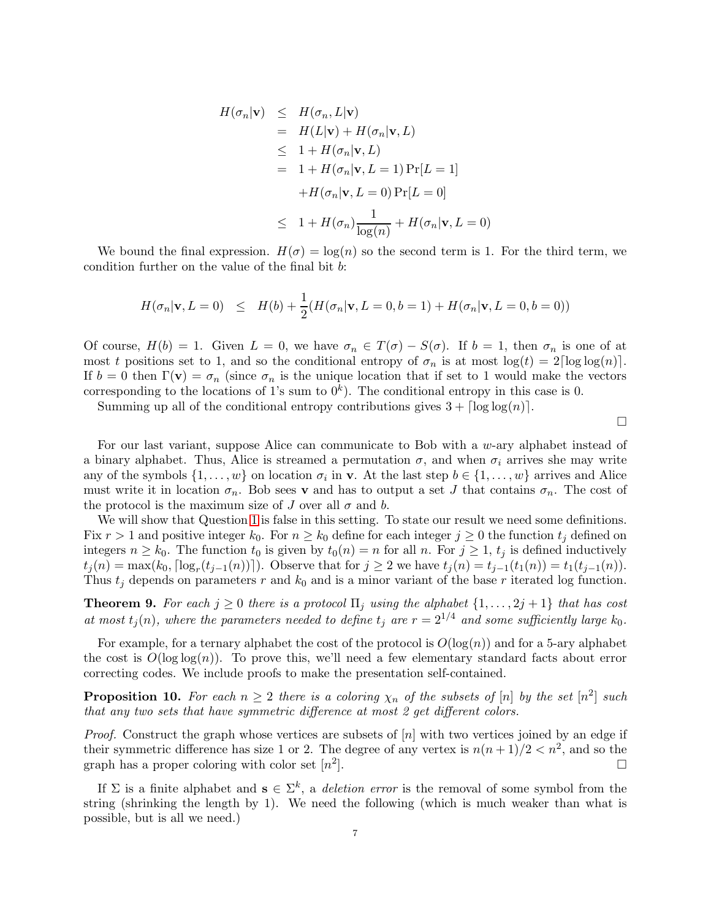$$
\begin{aligned}
H(\sigma_n|\mathbf{v}) &\leq H(\sigma_n, L|\mathbf{v}) \\
&= H(L|\mathbf{v}) + H(\sigma_n|\mathbf{v}, L) \\
&\leq 1 + H(\sigma_n|\mathbf{v}, L) \\
&= 1 + H(\sigma_n|\mathbf{v}, L=1)\Pr[L=1] \\
&\quad + H(\sigma_n|\mathbf{v}, L=0)\Pr[L=0] \\
&\leq 1 + H(\sigma_n)\frac{1}{\log(n)} + H(\sigma_n|\mathbf{v}, L=0)
\end{aligned}
$$

We bound the final expression. $H(\sigma) = \log(n)$ so the second term is 1. For the third term, we condition further on the value of the final bit $b$:

$$
H(\sigma_n|\mathbf{v}, L=0) \quad \leq \quad H(b) + \frac{1}{2}(H(\sigma_n|\mathbf{v}, L=0, b=1) + H(\sigma_n|\mathbf{v}, L=0, b=0))
$$

Of course, $H(b) = 1$. Given $L = 0$, we have $\sigma_n \in T(\sigma) - S(\sigma)$. If $b = 1$, then $\sigma_n$ is one of at most $t$ positions set to 1, and so the conditional entropy of $\sigma_n$ is at most $\log(t) = 2\lceil \log\log(n) \rceil$. If $b = 0$ then $\Gamma(\mathbf{v}) = \sigma_n$ (since $\sigma_n$ is the unique location that if set to 1 would make the vectors corresponding to the locations of 1's sum to $0^k$). The conditional entropy in this case is 0.

Summing up all of the conditional entropy contributions gives $3 + \lceil \log\log(n) \rceil$.

□

For our last variant, suppose Alice can communicate to Bob with a $w$-ary alphabet instead of a binary alphabet. Thus, Alice is streamed a permutation $\sigma$, and when $\sigma_i$ arrives she may write any of the symbols $\{1, \ldots, w\}$ on location $\sigma_i$ in $\mathbf{v}$. At the last step $b \in \{1, \ldots, w\}$ arrives and Alice must write it in location $\sigma_n$. Bob sees $\mathbf{v}$ and has to output a set $J$ that contains $\sigma_n$. The cost of the protocol is the maximum size of $J$ over all $\sigma$ and $b$.

We will show that Question 1 is false in this setting. To state our result we need some definitions. Fix $r > 1$ and positive integer $k_0$. For $n \geq k_0$ define for each integer $j \geq 0$ the function $t_j$ defined on integers $n \geq k_0$. The function $t_0$ is given by $t_0(n) = n$ for all $n$. For $j \geq 1$, $t_j$ is defined inductively $t_j(n) = \max(k_0, \lceil \log_r(t_{j-1}(n)) \rceil)$. Observe that for $j \geq 2$ we have $t_j(n) = t_{j-1}(t_1(n)) = t_1(t_{j-1}(n))$. Thus $t_j$ depends on parameters $r$ and $k_0$ and is a minor variant of the base $r$ iterated log function.

**Theorem 9.** *For each $j \geq 0$ there is a protocol $\Pi_j$ using the alphabet $\{1, \ldots, 2j+1\}$ that has cost at most $t_j(n)$, where the parameters needed to define $t_j$ are $r = 2^{1/4}$ and some sufficiently large $k_0$.*

For example, for a ternary alphabet the cost of the protocol is $O(\log(n))$ and for a 5-ary alphabet the cost is $O(\log\log(n))$. To prove this, we'll need a few elementary standard facts about error correcting codes. We include proofs to make the presentation self-contained.

**Proposition 10.** *For each $n \geq 2$ there is a coloring $\chi_n$ of the subsets of $[n]$ by the set $[n^2]$ such that any two sets that have symmetric difference at most 2 get different colors.*

*Proof.* Construct the graph whose vertices are subsets of $[n]$ with two vertices joined by an edge if their symmetric difference has size 1 or 2. The degree of any vertex is $n(n+1)/2 < n^2$, and so the graph has a proper coloring with color set $[n^2]$. □

If $\Sigma$ is a finite alphabet and $\mathbf{s} \in \Sigma^k$, a *deletion error* is the removal of some symbol from the string (shrinking the length by 1). We need the following (which is much weaker than what is possible, but is all we need.)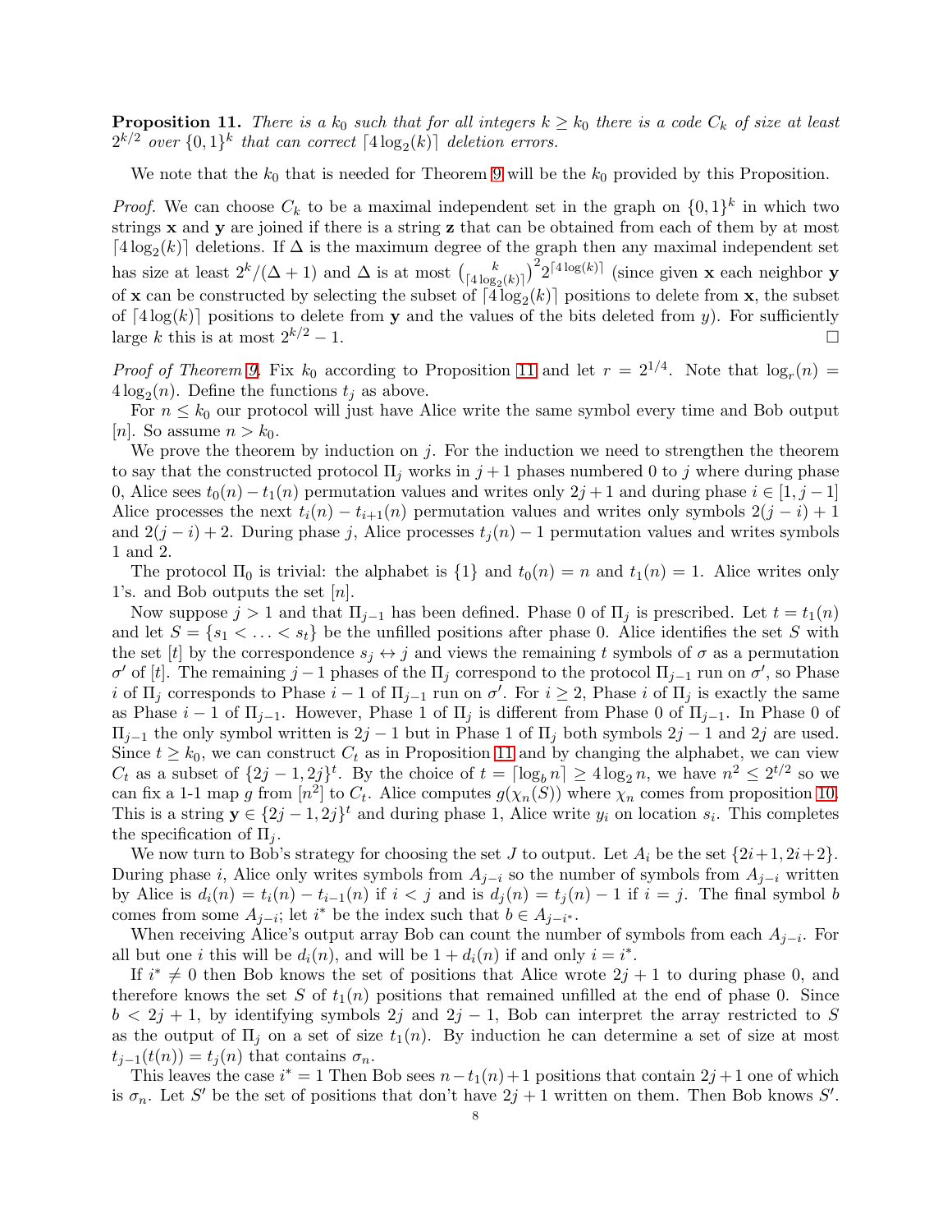**Proposition 11.** *There is a $k_0$ such that for all integers $k \geq k_0$ there is a code $C_k$ of size at least $2^{k/2}$ over $\{0,1\}^k$ that can correct $\lceil 4\log_2(k) \rceil$ deletion errors.*

We note that the $k_0$ that is needed for Theorem 9 will be the $k_0$ provided by this Proposition.

*Proof.* We can choose $C_k$ to be a maximal independent set in the graph on $\{0,1\}^k$ in which two strings $\mathbf{x}$ and $\mathbf{y}$ are joined if there is a string $\mathbf{z}$ that can be obtained from each of them by at most $\lceil 4\log_2(k) \rceil$ deletions. If $\Delta$ is the maximum degree of the graph then any maximal independent set has size at least $2^k/(\Delta+1)$ and $\Delta$ is at most $\binom{k}{\lceil 4\log_2(k) \rceil}^2 2^{\lceil 4\log(k) \rceil}$ (since given $\mathbf{x}$ each neighbor $\mathbf{y}$ of $\mathbf{x}$ can be constructed by selecting the subset of $\lceil 4\log_2(k) \rceil$ positions to delete from $\mathbf{x}$, the subset of $\lceil 4\log(k) \rceil$ positions to delete from $\mathbf{y}$ and the values of the bits deleted from $y$). For sufficiently large $k$ this is at most $2^{k/2}-1$. □

*Proof of Theorem 9.* Fix $k_0$ according to Proposition 11 and let $r = 2^{1/4}$. Note that $\log_r(n) = 4\log_2(n)$. Define the functions $t_j$ as above.

For $n \leq k_0$ our protocol will just have Alice write the same symbol every time and Bob output $[n]$. So assume $n > k_0$.

We prove the theorem by induction on $j$. For the induction we need to strengthen the theorem to say that the constructed protocol $\Pi_j$ works in $j+1$ phases numbered 0 to $j$ where during phase 0, Alice sees $t_0(n) - t_1(n)$ permutation values and writes only $2j+1$ and during phase $i \in [1, j-1]$ Alice processes the next $t_i(n) - t_{i+1}(n)$ permutation values and writes only symbols $2(j-i)+1$ and $2(j-i)+2$. During phase $j$, Alice processes $t_j(n) - 1$ permutation values and writes symbols 1 and 2.

The protocol $\Pi_0$ is trivial: the alphabet is $\{1\}$ and $t_0(n) = n$ and $t_1(n) = 1$. Alice writes only 1's. and Bob outputs the set $[n]$.

Now suppose $j > 1$ and that $\Pi_{j-1}$ has been defined. Phase 0 of $\Pi_j$ is prescribed. Let $t = t_1(n)$ and let $S = \{s_1 < \ldots < s_t\}$ be the unfilled positions after phase 0. Alice identifies the set $S$ with the set $[t]$ by the correspondence $s_j \leftrightarrow j$ and views the remaining $t$ symbols of $\sigma$ as a permutation $\sigma'$ of $[t]$. The remaining $j-1$ phases of the $\Pi_j$ correspond to the protocol $\Pi_{j-1}$ run on $\sigma'$, so Phase $i$ of $\Pi_j$ corresponds to Phase $i-1$ of $\Pi_{j-1}$ run on $\sigma'$. For $i \geq 2$, Phase $i$ of $\Pi_j$ is exactly the same as Phase $i-1$ of $\Pi_{j-1}$. However, Phase 1 of $\Pi_j$ is different from Phase 0 of $\Pi_{j-1}$. In Phase 0 of $\Pi_{j-1}$ the only symbol written is $2j-1$ but in Phase 1 of $\Pi_j$ both symbols $2j-1$ and $2j$ are used. Since $t \geq k_0$, we can construct $C_t$ as in Proposition 11 and by changing the alphabet, we can view $C_t$ as a subset of $\{2j-1, 2j\}^t$. By the choice of $t = \lceil \log_b n \rceil \geq 4\log_2 n$, we have $n^2 \leq 2^{t/2}$ so we can fix a 1-1 map $g$ from $[n^2]$ to $C_t$. Alice computes $g(\chi_n(S))$ where $\chi_n$ comes from proposition 10. This is a string $\mathbf{y} \in \{2j-1, 2j\}^t$ and during phase 1, Alice write $y_i$ on location $s_i$. This completes the specification of $\Pi_j$.

We now turn to Bob's strategy for choosing the set $J$ to output. Let $A_i$ be the set $\{2i+1, 2i+2\}$. During phase $i$, Alice only writes symbols from $A_{j-i}$ so the number of symbols from $A_{j-i}$ written by Alice is $d_i(n) = t_i(n) - t_{i-1}(n)$ if $i < j$ and is $d_j(n) = t_j(n) - 1$ if $i = j$. The final symbol $b$ comes from some $A_{j-i}$; let $i^*$ be the index such that $b \in A_{j-i^*}$.

When receiving Alice's output array Bob can count the number of symbols from each $A_{j-i}$. For all but one $i$ this will be $d_i(n)$, and will be $1 + d_i(n)$ if and only $i = i^*$.

If $i^* \neq 0$ then Bob knows the set of positions that Alice wrote $2j+1$ to during phase 0, and therefore knows the set $S$ of $t_1(n)$ positions that remained unfilled at the end of phase 0. Since $b < 2j+1$, by identifying symbols $2j$ and $2j-1$, Bob can interpret the array restricted to $S$ as the output of $\Pi_j$ on a set of size $t_1(n)$. By induction he can determine a set of size at most $t_{j-1}(t(n)) = t_j(n)$ that contains $\sigma_n$.

This leaves the case $i^* = 1$ Then Bob sees $n - t_1(n) + 1$ positions that contain $2j+1$ one of which is $\sigma_n$. Let $S'$ be the set of positions that don't have $2j+1$ written on them. Then Bob knows $S'$.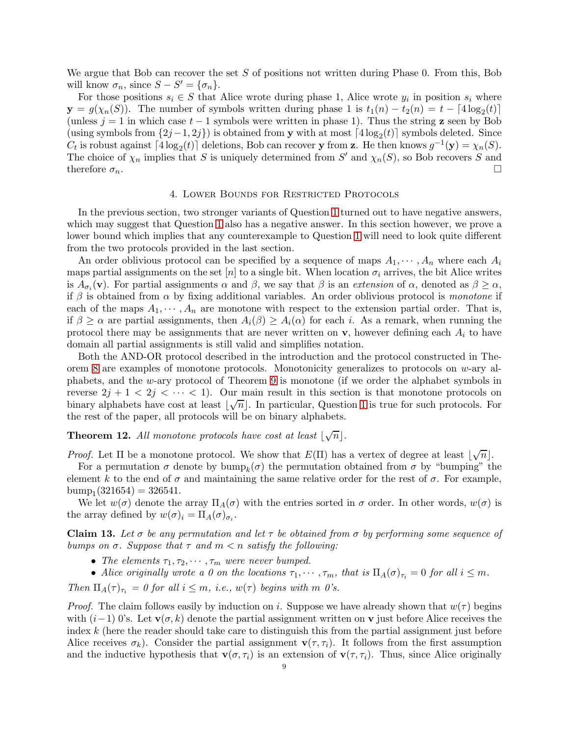We argue that Bob can recover the set $S$ of positions not written during Phase 0. From this, Bob will know $\sigma_n$, since $S - S' = \{\sigma_n\}$.

For those positions $s_i \in S$ that Alice wrote during phase 1, Alice wrote $y_i$ in position $s_i$ where $\mathbf{y} = g(\chi_n(S))$. The number of symbols written during phase 1 is $t_1(n) - t_2(n) = t - \lceil 4\log_2(t) \rceil$ (unless $j = 1$ in which case $t - 1$ symbols were written in phase 1). Thus the string $\mathbf{z}$ seen by Bob (using symbols from $\{2j-1, 2j\}$) is obtained from $\mathbf{y}$ with at most $\lceil 4\log_2(t) \rceil$ symbols deleted. Since $C_t$ is robust against $\lceil 4\log_2(t) \rceil$ deletions, Bob can recover $\mathbf{y}$ from $\mathbf{z}$. He then knows $g^{-1}(\mathbf{y}) = \chi_n(S)$. The choice of $\chi_n$ implies that $S$ is uniquely determined from $S'$ and $\chi_n(S)$, so Bob recovers $S$ and therefore $\sigma_n$. □

## 4. Lower Bounds for Restricted Protocols

In the previous section, two stronger variants of Question 1 turned out to have negative answers, which may suggest that Question 1 also has a negative answer. In this section however, we prove a lower bound which implies that any counterexample to Question 1 will need to look quite different from the two protocols provided in the last section.

An order oblivious protocol can be specified by a sequence of maps $A_1, \cdots, A_n$ where each $A_i$ maps partial assignments on the set $[n]$ to a single bit. When location $\sigma_i$ arrives, the bit Alice writes is $A_{\sigma_i}(\mathbf{v})$. For partial assignments $\alpha$ and $\beta$, we say that $\beta$ is an *extension* of $\alpha$, denoted as $\beta \geq \alpha$, if $\beta$ is obtained from $\alpha$ by fixing additional variables. An order oblivious protocol is *monotone* if each of the maps $A_1, \cdots, A_n$ are monotone with respect to the extension partial order. That is, if $\beta \geq \alpha$ are partial assignments, then $A_i(\beta) \geq A_i(\alpha)$ for each $i$. As a remark, when running the protocol there may be assignments that are never written on $\mathbf{v}$, however defining each $A_i$ to have domain all partial assignments is still valid and simplifies notation.

Both the AND-OR protocol described in the introduction and the protocol constructed in Theorem 8 are examples of monotone protocols. Monotonicity generalizes to protocols on $w$-ary alphabets, and the $w$-ary protocol of Theorem 9 is monotone (if we order the alphabet symbols in reverse $2j+1 < 2j < \cdots < 1$). Our main result in this section is that monotone protocols on binary alphabets have cost at least $\lfloor \sqrt{n} \rfloor$. In particular, Question 1 is true for such protocols. For the rest of the paper, all protocols will be on binary alphabets.

**Theorem 12.** *All monotone protocols have cost at least $\lfloor \sqrt{n} \rfloor$.*

*Proof.* Let $\Pi$ be a monotone protocol. We show that $E(\Pi)$ has a vertex of degree at least $\lfloor \sqrt{n} \rfloor$.

For a permutation $\sigma$ denote by $\text{bump}_k(\sigma)$ the permutation obtained from $\sigma$ by "bumping" the element $k$ to the end of $\sigma$ and maintaining the same relative order for the rest of $\sigma$. For example, $\text{bump}_1(321654) = 326541$.

We let $w(\sigma)$ denote the array $\Pi_A(\sigma)$ with the entries sorted in $\sigma$ order. In other words, $w(\sigma)$ is the array defined by $w(\sigma)_i = \Pi_A(\sigma)_{\sigma_i}$.

**Claim 13.** *Let $\sigma$ be any permutation and let $\tau$ be obtained from $\sigma$ by performing some sequence of bumps on $\sigma$. Suppose that $\tau$ and $m < n$ satisfy the following:*

- *The elements $\tau_1, \tau_2, \cdots, \tau_m$ were never bumped.*
- *Alice originally wrote a 0 on the locations $\tau_1, \cdots, \tau_m$, that is $\Pi_A(\sigma)_{\tau_i} = 0$ for all $i \leq m$.*

*Then $\Pi_A(\tau)_{\tau_i} = 0$ for all $i \leq m$, i.e., $w(\tau)$ begins with $m$ 0's.*

*Proof.* The claim follows easily by induction on $i$. Suppose we have already shown that $w(\tau)$ begins with $(i-1)$ 0's. Let $\mathbf{v}(\sigma, k)$ denote the partial assignment written on $\mathbf{v}$ just before Alice receives the index $k$ (here the reader should take care to distinguish this from the partial assignment just before Alice receives $\sigma_k$). Consider the partial assignment $\mathbf{v}(\tau, \tau_i)$. It follows from the first assumption and the inductive hypothesis that $\mathbf{v}(\sigma, \tau_i)$ is an extension of $\mathbf{v}(\tau, \tau_i)$. Thus, since Alice originally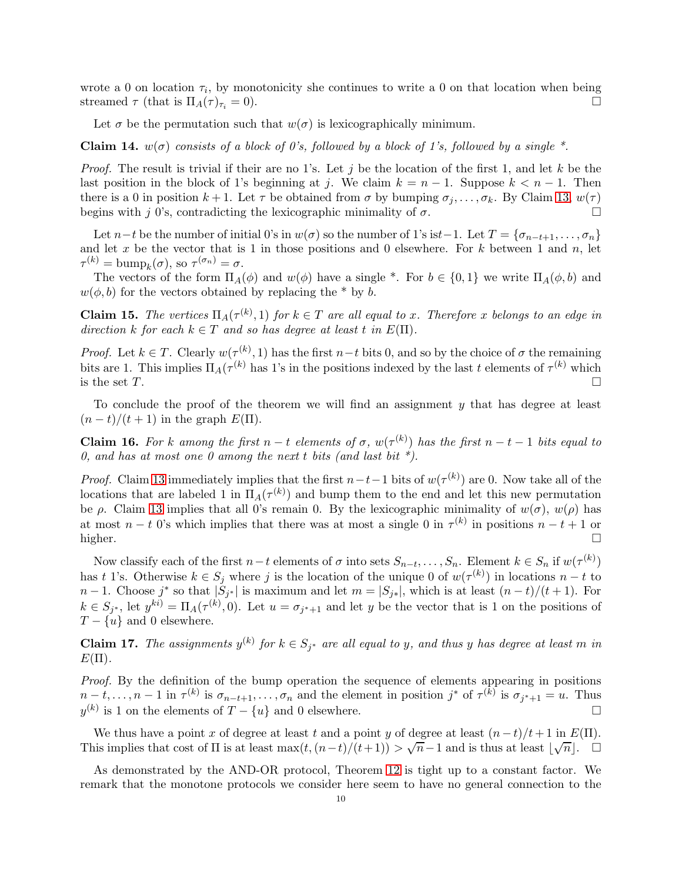wrote a 0 on location $\tau_i$, by monotonicity she continues to write a 0 on that location when being streamed $\tau$ (that is $\Pi_A(\tau)_{\tau_i} = 0$). □

Let $\sigma$ be the permutation such that $w(\sigma)$ is lexicographically minimum.

**Claim 14.** *$w(\sigma)$ consists of a block of 0's, followed by a block of 1's, followed by a single \*.*

*Proof.* The result is trivial if their are no 1's. Let $j$ be the location of the first 1, and let $k$ be the last position in the block of 1's beginning at $j$. We claim $k = n - 1$. Suppose $k < n - 1$. Then there is a 0 in position $k + 1$. Let $\tau$ be obtained from $\sigma$ by bumping $\sigma_j, \ldots, \sigma_k$. By Claim 13, $w(\tau)$ begins with $j$ 0's, contradicting the lexicographic minimality of $\sigma$. □

Let $n-t$ be the number of initial 0's in $w(\sigma)$ so the number of 1's is$t-1$. Let $T = \{\sigma_{n-t+1}, \ldots, \sigma_n\}$ and let $x$ be the vector that is 1 in those positions and 0 elsewhere. For $k$ between 1 and $n$, let $\tau^{(k)} = \text{bump}_k(\sigma)$, so $\tau^{(\sigma_n)} = \sigma$.

The vectors of the form $\Pi_A(\phi)$ and $w(\phi)$ have a single \*. For $b \in \{0, 1\}$ we write $\Pi_A(\phi, b)$ and $w(\phi, b)$ for the vectors obtained by replacing the \* by $b$.

**Claim 15.** *The vertices $\Pi_A(\tau^{(k)}, 1)$ for $k \in T$ are all equal to $x$. Therefore $x$ belongs to an edge in direction $k$ for each $k \in T$ and so has degree at least $t$ in $E(\Pi)$.*

*Proof.* Let $k \in T$. Clearly $w(\tau^{(k)}, 1)$ has the first $n-t$ bits 0, and so by the choice of $\sigma$ the remaining bits are 1. This implies $\Pi_A(\tau^{(k)}$ has 1's in the positions indexed by the last $t$ elements of $\tau^{(k)}$ which is the set $T$. □

To conclude the proof of the theorem we will find an assignment $y$ that has degree at least $(n - t)/(t + 1)$ in the graph $E(\Pi)$.

**Claim 16.** *For $k$ among the first $n - t$ elements of $\sigma$, $w(\tau^{(k)})$ has the first $n - t - 1$ bits equal to 0, and has at most one 0 among the next $t$ bits (and last bit \*).*

*Proof.* Claim 13 immediately implies that the first $n-t-1$ bits of $w(\tau^{(k)})$ are 0. Now take all of the locations that are labeled 1 in $\Pi_A(\tau^{(k)})$ and bump them to the end and let this new permutation be $\rho$. Claim 13 implies that all 0's remain 0. By the lexicographic minimality of $w(\sigma)$, $w(\rho)$ has at most $n - t$ 0's which implies that there was at most a single 0 in $\tau^{(k)}$ in positions $n - t + 1$ or higher. □

Now classify each of the first $n-t$ elements of $\sigma$ into sets $S_{n-t}, \ldots, S_n$. Element $k \in S_n$ if $w(\tau^{(k)})$ has $t$ 1's. Otherwise $k \in S_j$ where $j$ is the location of the unique 0 of $w(\tau^{(k)})$ in locations $n - t$ to $n - 1$. Choose $j^*$ so that $|S_{j^*}|$ is maximum and let $m = |S_{j*}|$, which is at least $(n - t)/(t + 1)$. For $k \in S_{j^*}$, let $y^{ki)} = \Pi_A(\tau^{(k)}, 0)$. Let $u = \sigma_{j^*+1}$ and let $y$ be the vector that is 1 on the positions of $T - \{u\}$ and 0 elsewhere.

**Claim 17.** *The assignments $y^{(k)}$ for $k \in S_{j^*}$ are all equal to $y$, and thus $y$ has degree at least $m$ in $E(\Pi)$.*

*Proof.* By the definition of the bump operation the sequence of elements appearing in positions $n - t, \ldots, n - 1$ in $\tau^{(k)}$ is $\sigma_{n-t+1}, \ldots, \sigma_n$ and the element in position $j^*$ of $\tau^{(k)}$ is $\sigma_{j^*+1} = u$. Thus $y^{(k)}$ is 1 on the elements of $T - \{u\}$ and 0 elsewhere. □

We thus have a point $x$ of degree at least $t$ and a point $y$ of degree at least $(n-t)/t+1$ in $E(\Pi)$. This implies that cost of $\Pi$ is at least $\max(t, (n-t)/(t+1)) > \sqrt{n}-1$ and is thus at least $\lfloor\sqrt{n}\rfloor$. □

As demonstrated by the AND-OR protocol, Theorem 12 is tight up to a constant factor. We remark that the monotone protocols we consider here seem to have no general connection to the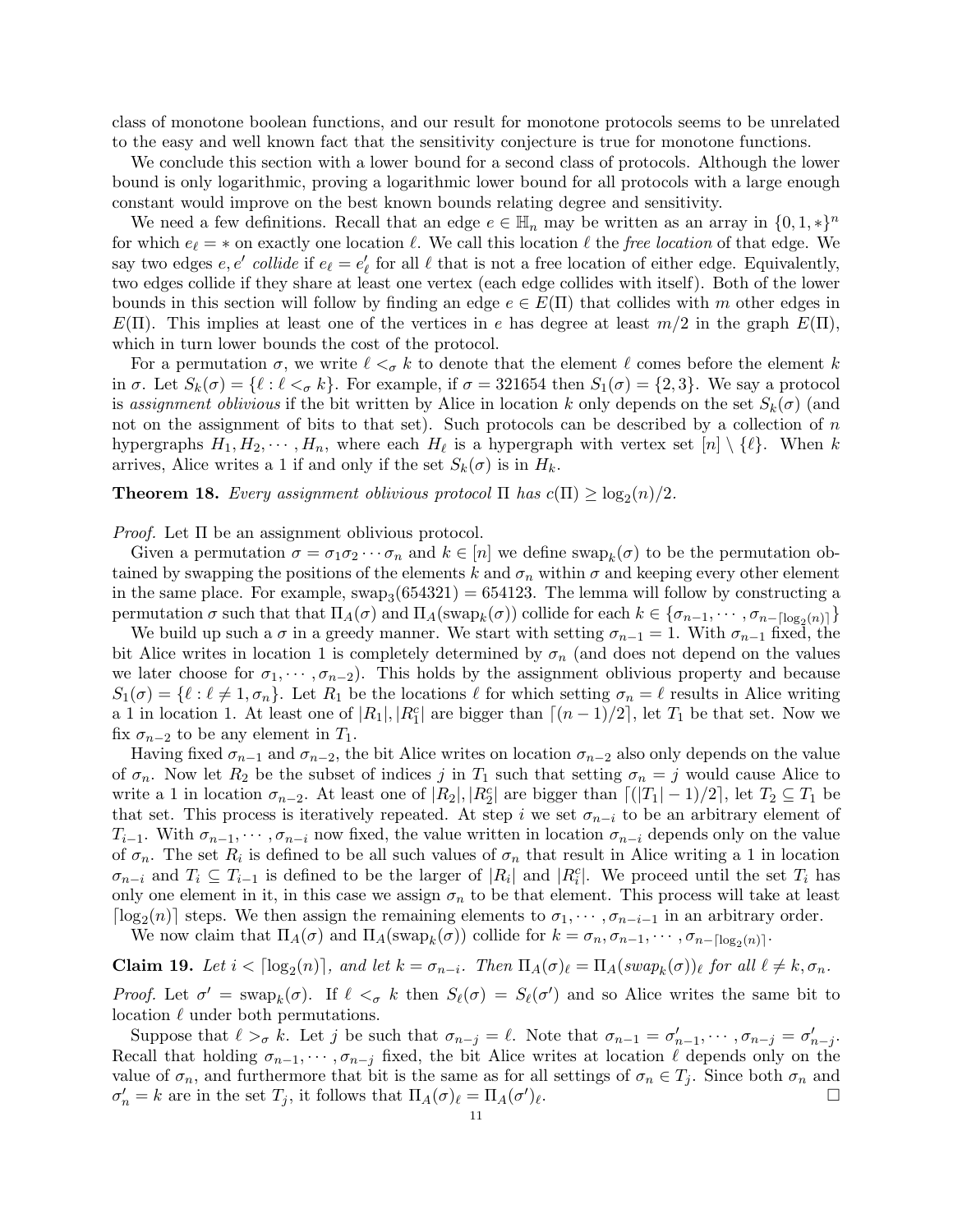class of monotone boolean functions, and our result for monotone protocols seems to be unrelated to the easy and well known fact that the sensitivity conjecture is true for monotone functions.

We conclude this section with a lower bound for a second class of protocols. Although the lower bound is only logarithmic, proving a logarithmic lower bound for all protocols with a large enough constant would improve on the best known bounds relating degree and sensitivity.

We need a few definitions. Recall that an edge $e \in \mathbb{H}_n$ may be written as an array in $\{0, 1, *\}^n$ for which $e_\ell = *$ on exactly one location $\ell$. We call this location $\ell$ the *free location* of that edge. We say two edges $e, e'$ *collide* if $e_\ell = e'_\ell$ for all $\ell$ that is not a free location of either edge. Equivalently, two edges collide if they share at least one vertex (each edge collides with itself). Both of the lower bounds in this section will follow by finding an edge $e \in E(\Pi)$ that collides with $m$ other edges in $E(\Pi)$. This implies at least one of the vertices in $e$ has degree at least $m/2$ in the graph $E(\Pi)$, which in turn lower bounds the cost of the protocol.

For a permutation $\sigma$, we write $\ell <_\sigma k$ to denote that the element $\ell$ comes before the element $k$ in $\sigma$. Let $S_k(\sigma) = \{\ell : \ell <_\sigma k\}$. For example, if $\sigma = 321654$ then $S_1(\sigma) = \{2, 3\}$. We say a protocol is *assignment oblivious* if the bit written by Alice in location $k$ only depends on the set $S_k(\sigma)$ (and not on the assignment of bits to that set). Such protocols can be described by a collection of $n$ hypergraphs $H_1, H_2, \cdots, H_n$, where each $H_\ell$ is a hypergraph with vertex set $[n] \setminus \{\ell\}$. When $k$ arrives, Alice writes a 1 if and only if the set $S_k(\sigma)$ is in $H_k$.

**Theorem 18.** *Every assignment oblivious protocol $\Pi$ has $c(\Pi) \geq \log_2(n)/2$.*

*Proof.* Let $\Pi$ be an assignment oblivious protocol.

Given a permutation $\sigma = \sigma_1\sigma_2 \cdots \sigma_n$ and $k \in [n]$ we define $\text{swap}_k(\sigma)$ to be the permutation obtained by swapping the positions of the elements $k$ and $\sigma_n$ within $\sigma$ and keeping every other element in the same place. For example, $\text{swap}_3(654321) = 654123$. The lemma will follow by constructing a permutation $\sigma$ such that that $\Pi_A(\sigma)$ and $\Pi_A(\text{swap}_k(\sigma))$ collide for each $k \in \{\sigma_{n-1}, \cdots, \sigma_{n-\lceil \log_2(n) \rceil}\}$

We build up such a $\sigma$ in a greedy manner. We start with setting $\sigma_{n-1} = 1$. With $\sigma_{n-1}$ fixed, the bit Alice writes in location 1 is completely determined by $\sigma_n$ (and does not depend on the values we later choose for $\sigma_1, \cdots, \sigma_{n-2}$). This holds by the assignment oblivious property and because $S_1(\sigma) = \{\ell : \ell \neq 1, \sigma_n\}$. Let $R_1$ be the locations $\ell$ for which setting $\sigma_n = \ell$ results in Alice writing a 1 in location 1. At least one of $|R_1|, |R_1^c|$ are bigger than $\lceil (n-1)/2 \rceil$, let $T_1$ be that set. Now we fix $\sigma_{n-2}$ to be any element in $T_1$.

Having fixed $\sigma_{n-1}$ and $\sigma_{n-2}$, the bit Alice writes on location $\sigma_{n-2}$ also only depends on the value of $\sigma_n$. Now let $R_2$ be the subset of indices $j$ in $T_1$ such that setting $\sigma_n = j$ would cause Alice to write a 1 in location $\sigma_{n-2}$. At least one of $|R_2|, |R_2^c|$ are bigger than $\lceil (|T_1| - 1)/2 \rceil$, let $T_2 \subseteq T_1$ be that set. This process is iteratively repeated. At step $i$ we set $\sigma_{n-i}$ to be an arbitrary element of $T_{i-1}$. With $\sigma_{n-1}, \cdots, \sigma_{n-i}$ now fixed, the value written in location $\sigma_{n-i}$ depends only on the value of $\sigma_n$. The set $R_i$ is defined to be all such values of $\sigma_n$ that result in Alice writing a 1 in location $\sigma_{n-i}$ and $T_i \subseteq T_{i-1}$ is defined to be the larger of $|R_i|$ and $|R_i^c|$. We proceed until the set $T_i$ has only one element in it, in this case we assign $\sigma_n$ to be that element. This process will take at least $\lceil \log_2(n) \rceil$ steps. We then assign the remaining elements to $\sigma_1, \cdots, \sigma_{n-i-1}$ in an arbitrary order.

We now claim that $\Pi_A(\sigma)$ and $\Pi_A(\text{swap}_k(\sigma))$ collide for $k = \sigma_n, \sigma_{n-1}, \cdots, \sigma_{n-\lceil \log_2(n) \rceil}$.

**Claim 19.** *Let $i < \lceil \log_2(n) \rceil$, and let $k = \sigma_{n-i}$. Then $\Pi_A(\sigma)_\ell = \Pi_A(swap_k(\sigma))_\ell$ for all $\ell \neq k, \sigma_n$.*

*Proof.* Let $\sigma' = \text{swap}_k(\sigma)$. If $\ell <_\sigma k$ then $S_\ell(\sigma) = S_\ell(\sigma')$ and so Alice writes the same bit to location $\ell$ under both permutations.

Suppose that $\ell >_\sigma k$. Let $j$ be such that $\sigma_{n-j} = \ell$. Note that $\sigma_{n-1} = \sigma'_{n-1}, \cdots, \sigma_{n-j} = \sigma'_{n-j}$. Recall that holding $\sigma_{n-1}, \cdots, \sigma_{n-j}$ fixed, the bit Alice writes at location $\ell$ depends only on the value of $\sigma_n$, and furthermore that bit is the same as for all settings of $\sigma_n \in T_j$. Since both $\sigma_n$ and $\sigma'_n = k$ are in the set $T_j$, it follows that $\Pi_A(\sigma)_\ell = \Pi_A(\sigma')_\ell$. □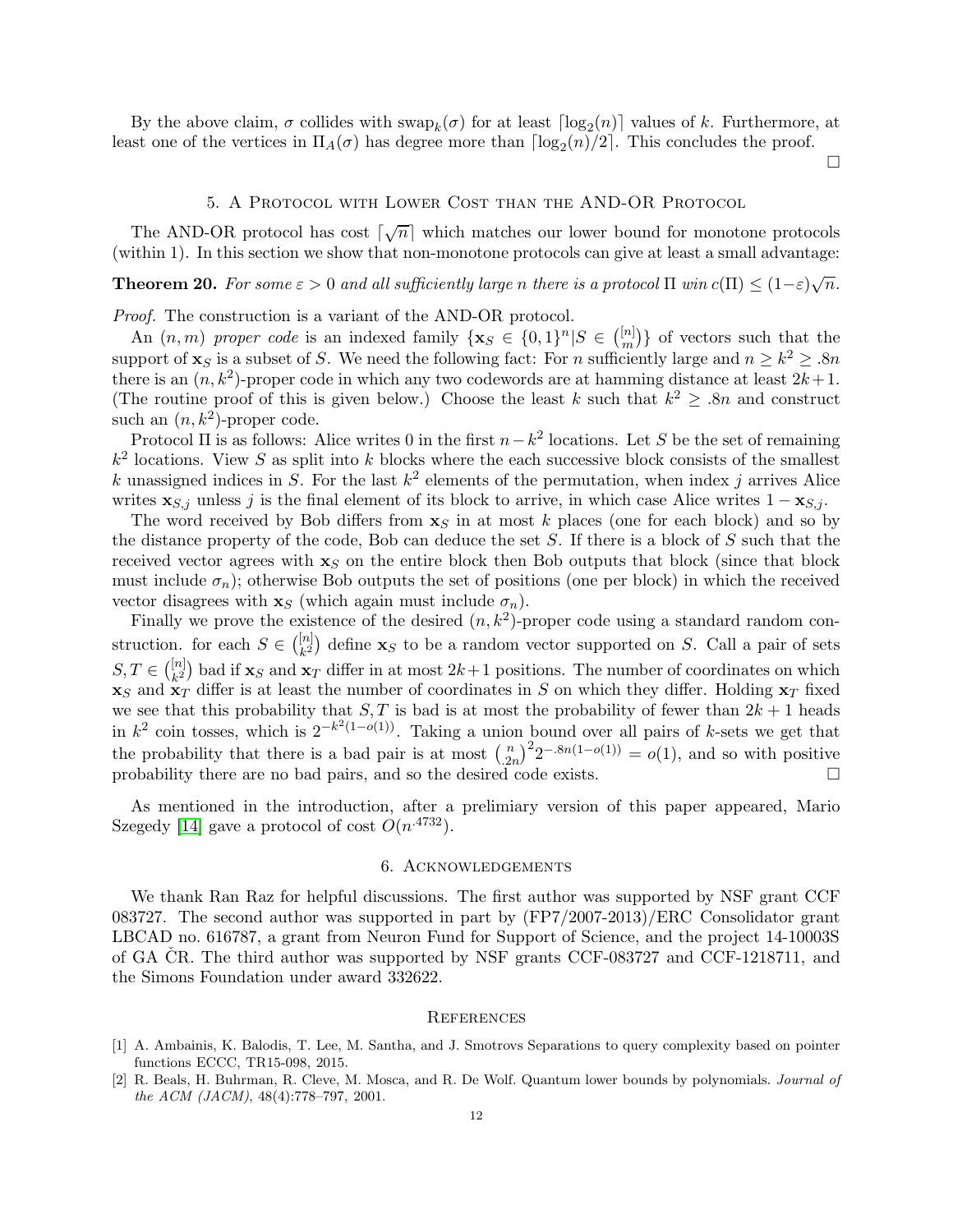By the above claim, $\sigma$ collides with $\text{swap}_k(\sigma)$ for at least $\lceil \log_2(n) \rceil$ values of $k$. Furthermore, at least one of the vertices in $\Pi_A(\sigma)$ has degree more than $\lceil \log_2(n)/2 \rceil$. This concludes the proof. $\square$

## 5. A Protocol with Lower Cost than the AND-OR Protocol

The AND-OR protocol has cost $\lceil \sqrt{n} \rceil$ which matches our lower bound for monotone protocols (within 1). In this section we show that non-monotone protocols can give at least a small advantage:

**Theorem 20.** *For some $\varepsilon > 0$ and all sufficiently large $n$ there is a protocol $\Pi$ win $c(\Pi) \leq (1-\varepsilon)\sqrt{n}$.*

*Proof.* The construction is a variant of the AND-OR protocol.

An $(n, m)$ *proper code* is an indexed family $\{\mathbf{x}_S \in \{0,1\}^n | S \in \binom{[n]}{m}\}$ of vectors such that the support of $\mathbf{x}_S$ is a subset of $S$. We need the following fact: For $n$ sufficiently large and $n \geq k^2 \geq .8n$ there is an $(n, k^2)$-proper code in which any two codewords are at hamming distance at least $2k+1$. (The routine proof of this is given below.) Choose the least $k$ such that $k^2 \geq .8n$ and construct such an $(n, k^2)$-proper code.

Protocol $\Pi$ is as follows: Alice writes 0 in the first $n - k^2$ locations. Let $S$ be the set of remaining $k^2$ locations. View $S$ as split into $k$ blocks where the each successive block consists of the smallest $k$ unassigned indices in $S$. For the last $k^2$ elements of the permutation, when index $j$ arrives Alice writes $\mathbf{x}_{S,j}$ unless $j$ is the final element of its block to arrive, in which case Alice writes $1 - \mathbf{x}_{S,j}$.

The word received by Bob differs from $\mathbf{x}_S$ in at most $k$ places (one for each block) and so by the distance property of the code, Bob can deduce the set $S$. If there is a block of $S$ such that the received vector agrees with $\mathbf{x}_S$ on the entire block then Bob outputs that block (since that block must include $\sigma_n$); otherwise Bob outputs the set of positions (one per block) in which the received vector disagrees with $\mathbf{x}_S$ (which again must include $\sigma_n$).

Finally we prove the existence of the desired $(n, k^2)$-proper code using a standard random construction. for each $S \in \binom{[n]}{k^2}$ define $\mathbf{x}_S$ to be a random vector supported on $S$. Call a pair of sets $S, T \in \binom{[n]}{k^2}$ bad if $\mathbf{x}_S$ and $\mathbf{x}_T$ differ in at most $2k+1$ positions. The number of coordinates on which $\mathbf{x}_S$ and $\mathbf{x}_T$ differ is at least the number of coordinates in $S$ on which they differ. Holding $\mathbf{x}_T$ fixed we see that this probability that $S, T$ is bad is at most the probability of fewer than $2k+1$ heads in $k^2$ coin tosses, which is $2^{-k^2(1-o(1))}$. Taking a union bound over all pairs of $k$-sets we get that the probability that there is a bad pair is at most $\binom{n}{.2n}^2 2^{-.8n(1-o(1))} = o(1)$, and so with positive probability there are no bad pairs, and so the desired code exists. $\square$

As mentioned in the introduction, after a prelimiary version of this paper appeared, Mario Szegedy [14] gave a protocol of cost $O(n^{.4732})$.

## 6. Acknowledgements

We thank Ran Raz for helpful discussions. The first author was supported by NSF grant CCF 083727. The second author was supported in part by (FP7/2007-2013)/ERC Consolidator grant LBCAD no. 616787, a grant from Neuron Fund for Support of Science, and the project 14-10003S of GA ČR. The third author was supported by NSF grants CCF-083727 and CCF-1218711, and the Simons Foundation under award 332622.

## References

[1] A. Ambainis, K. Balodis, T. Lee, M. Santha, and J. Smotrovs Separations to query complexity based on pointer functions ECCC, TR15-098, 2015.

[2] R. Beals, H. Buhrman, R. Cleve, M. Mosca, and R. De Wolf. Quantum lower bounds by polynomials. *Journal of the ACM (JACM)*, 48(4):778–797, 2001.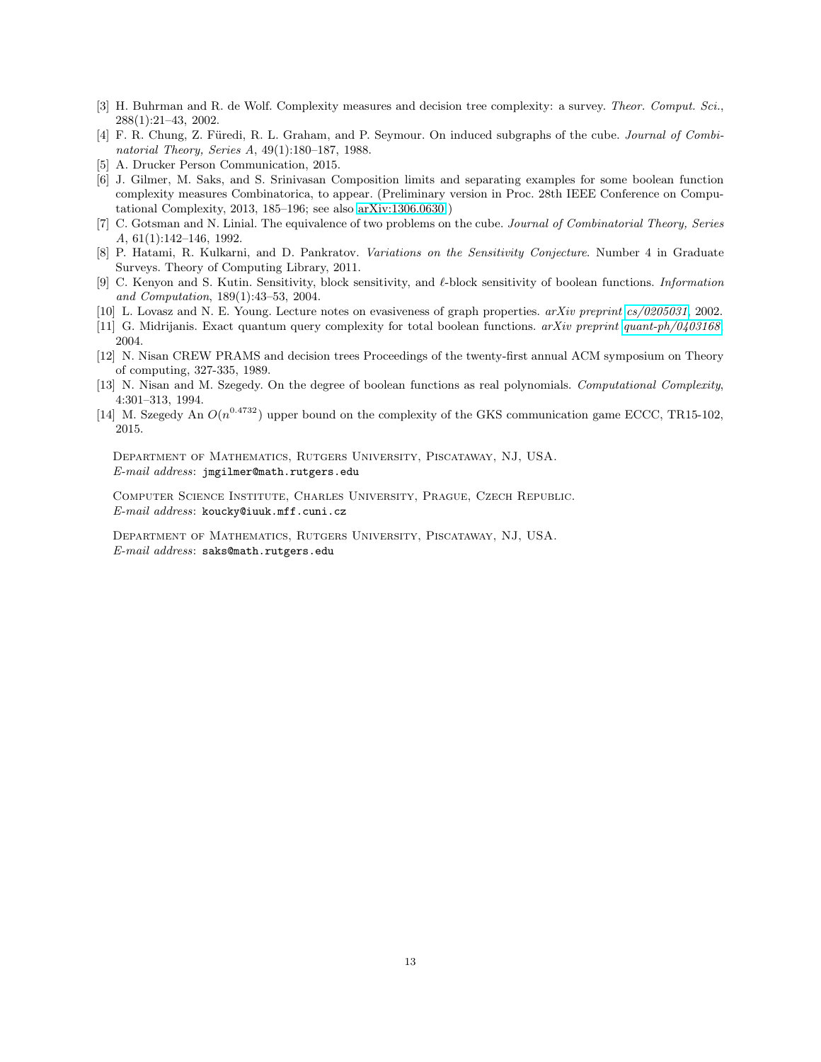[3] H. Buhrman and R. de Wolf. Complexity measures and decision tree complexity: a survey. *Theor. Comput. Sci.*, 288(1):21–43, 2002.

[4] F. R. Chung, Z. Füredi, R. L. Graham, and P. Seymour. On induced subgraphs of the cube. *Journal of Combinatorial Theory, Series A*, 49(1):180–187, 1988.

[5] A. Drucker Person Communication, 2015.

[6] J. Gilmer, M. Saks, and S. Srinivasan Composition limits and separating examples for some boolean function complexity measures Combinatorica, to appear. (Preliminary version in Proc. 28th IEEE Conference on Computational Complexity, 2013, 185–196; see also arXiv:1306.0630 )

[7] C. Gotsman and N. Linial. The equivalence of two problems on the cube. *Journal of Combinatorial Theory, Series A*, 61(1):142–146, 1992.

[8] P. Hatami, R. Kulkarni, and D. Pankratov. *Variations on the Sensitivity Conjecture*. Number 4 in Graduate Surveys. Theory of Computing Library, 2011.

[9] C. Kenyon and S. Kutin. Sensitivity, block sensitivity, and $\ell$-block sensitivity of boolean functions. *Information and Computation*, 189(1):43–53, 2004.

[10] L. Lovasz and N. E. Young. Lecture notes on evasiveness of graph properties. *arXiv preprint cs/0205031*, 2002.

[11] G. Midrijanis. Exact quantum query complexity for total boolean functions. *arXiv preprint quant-ph/0403168*, 2004.

[12] N. Nisan CREW PRAMS and decision trees Proceedings of the twenty-first annual ACM symposium on Theory of computing, 327-335, 1989.

[13] N. Nisan and M. Szegedy. On the degree of boolean functions as real polynomials. *Computational Complexity*, 4:301–313, 1994.

[14] M. Szegedy An $O(n^{0.4732})$ upper bound on the complexity of the GKS communication game ECCC, TR15-102, 2015.

Department of Mathematics, Rutgers University, Piscataway, NJ, USA.
*E-mail address*: jmgilmer@math.rutgers.edu

Computer Science Institute, Charles University, Prague, Czech Republic.
*E-mail address*: koucky@iuuk.mff.cuni.cz

Department of Mathematics, Rutgers University, Piscataway, NJ, USA.
*E-mail address*: saks@math.rutgers.edu